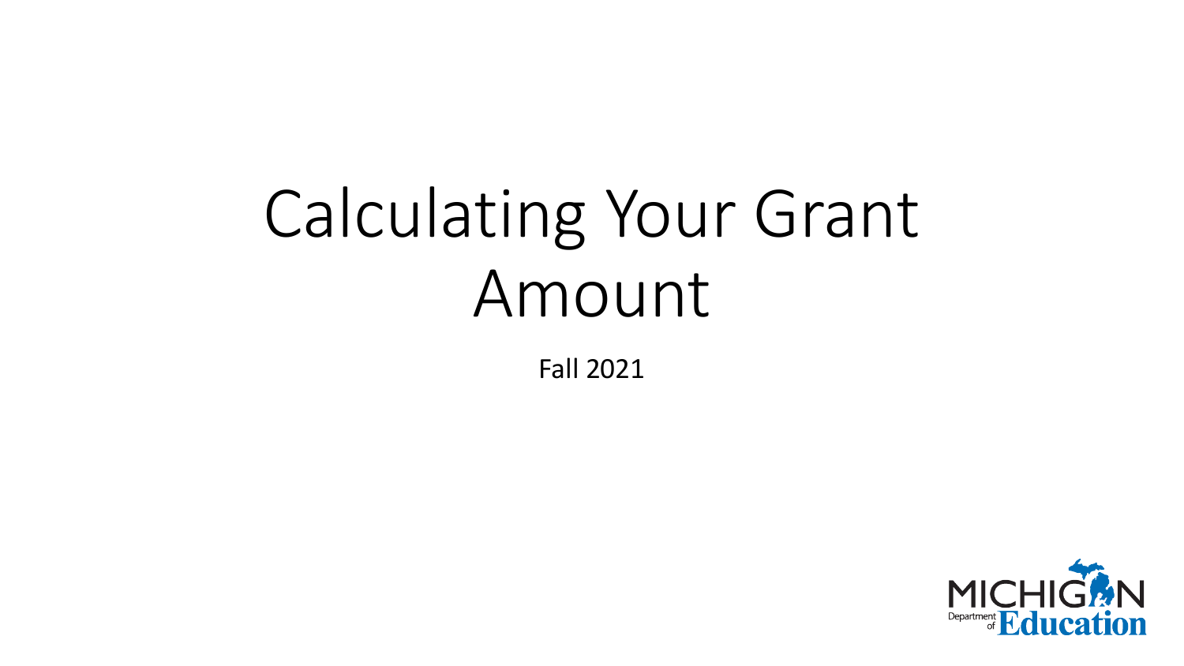# Calculating Your Grant Amount

Fall 2021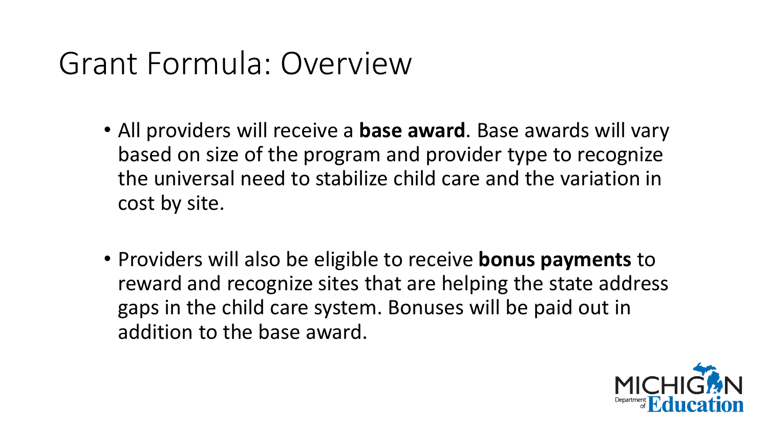# Grant Formula: Overview

- All providers will receive a **base award**. Base awards will vary based on size of the program and provider type to recognize the universal need to stabilize child care and the variation in cost by site.

- Providers will also be eligible to receive **bonus payments** to reward and recognize sites that are helping the state address gaps in the child care system. Bonuses will be paid out in addition to the base award.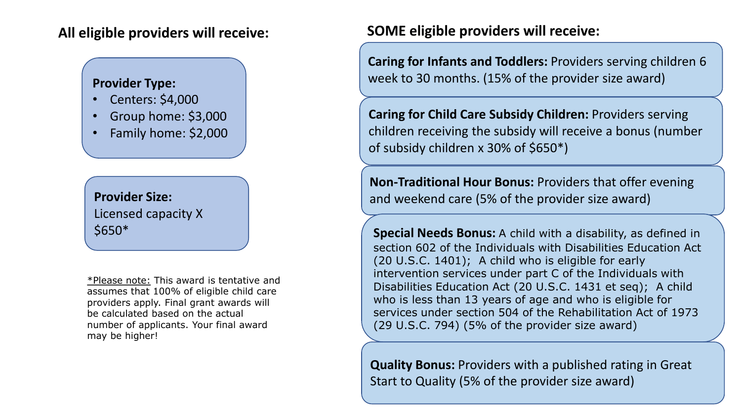## All eligible providers will receive:

**Provider Type:**

- Centers: $4,000
- Group home: $3,000
- Family home: $2,000

**Provider Size:**
Licensed capacity X $650*

*Please note: This award is tentative and assumes that 100% of eligible child care providers apply. Final grant awards will be calculated based on the actual number of applicants. Your final award may be higher!

## SOME eligible providers will receive:

**Caring for Infants and Toddlers:** Providers serving children 6 week to 30 months. (15% of the provider size award)

**Caring for Child Care Subsidy Children:** Providers serving children receiving the subsidy will receive a bonus (number of subsidy children x 30% of $650*)

**Non-Traditional Hour Bonus:** Providers that offer evening and weekend care (5% of the provider size award)

**Special Needs Bonus:** A child with a disability, as defined in section 602 of the Individuals with Disabilities Education Act (20 U.S.C. 1401); A child who is eligible for early intervention services under part C of the Individuals with Disabilities Education Act (20 U.S.C. 1431 et seq); A child who is less than 13 years of age and who is eligible for services under section 504 of the Rehabilitation Act of 1973 (29 U.S.C. 794) (5% of the provider size award)

**Quality Bonus:** Providers with a published rating in Great Start to Quality (5% of the provider size award)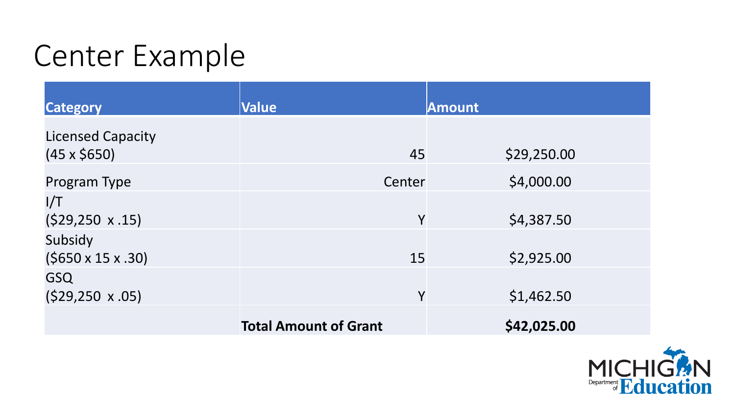# Center Example

| Category | Value | Amount |
|---|---|---|
| Licensed Capacity (45 x $650) | 45 | $29,250.00 |
| Program Type | Center | $4,000.00 |
| I/T ($29,250 x .15) | Y | $4,387.50 |
| Subsidy ($650 x 15 x .30) | 15 | $2,925.00 |
| GSQ ($29,250 x .05) | Y | $1,462.50 |
| | **Total Amount of Grant** | **$42,025.00** |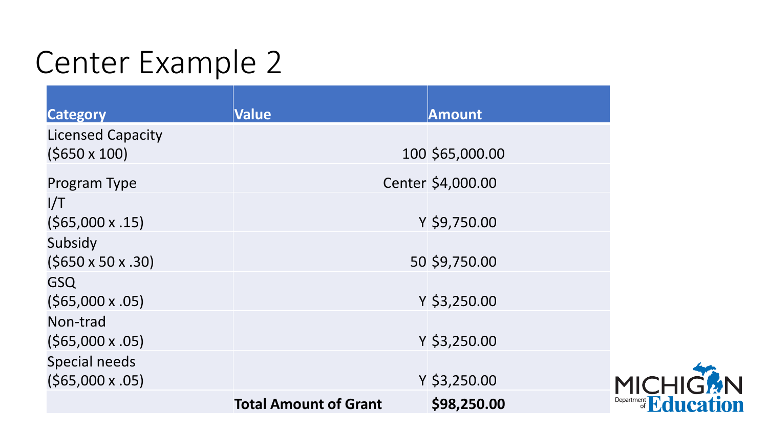# Center Example 2

| Category | Value | Amount |
|---|---|---|
| Licensed Capacity ($650 x 100) | 100 | $65,000.00 |
| Program Type | Center | $4,000.00 |
| I/T ($65,000 x .15) | Y | $9,750.00 |
| Subsidy ($650 x 50 x .30) | 50 | $9,750.00 |
| GSQ ($65,000 x .05) | Y | $3,250.00 |
| Non-trad ($65,000 x .05) | Y | $3,250.00 |
| Special needs ($65,000 x .05) | Y | $3,250.00 |
| | **Total Amount of Grant** | **$98,250.00** |

MICHIGAN Department of Education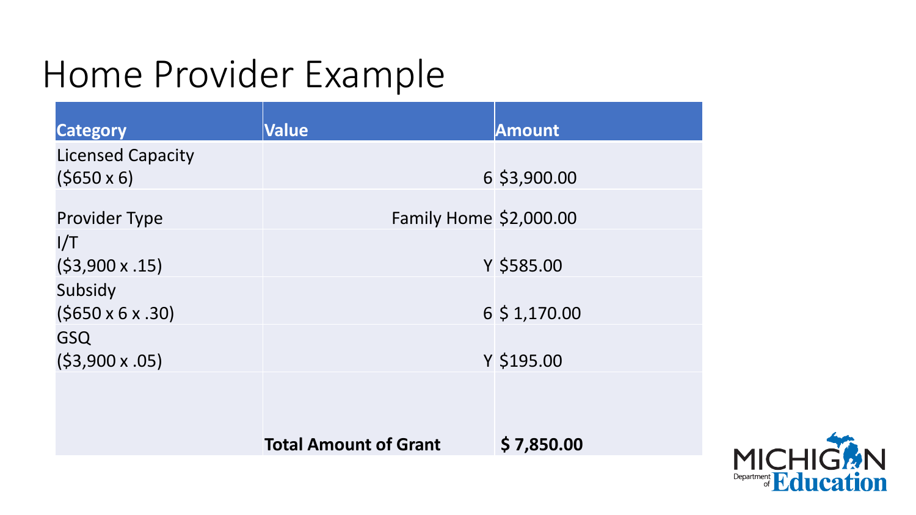# Home Provider Example

| Category | Value | Amount |
|---|---|---|
| Licensed Capacity ($650 x 6) | 6 | $3,900.00 |
| Provider Type | Family Home | $2,000.00 |
| I/T ($3,900 x .15) | Y | $585.00 |
| Subsidy ($650 x 6 x .30) | 6 | $ 1,170.00 |
| GSQ ($3,900 x .05) | Y | $195.00 |
| | **Total Amount of Grant** | **$ 7,850.00** |

MICHIGAN Department of Education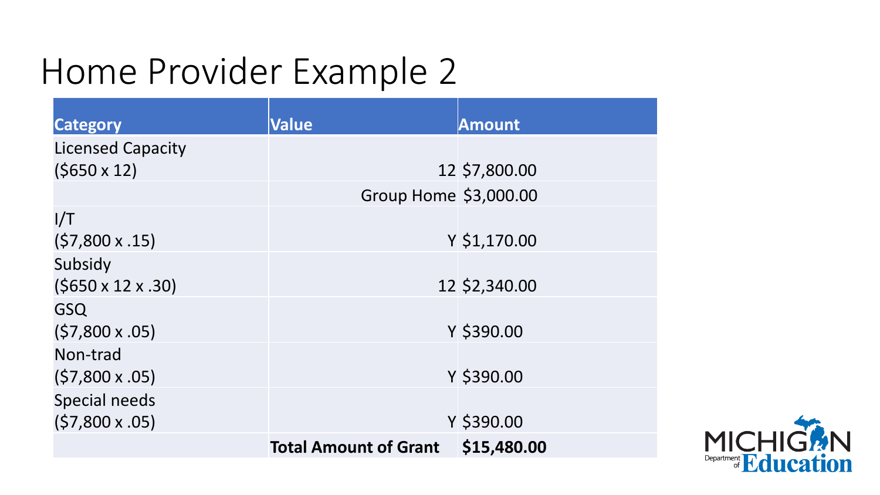# Home Provider Example 2

| Category | Value | Amount |
|---|---|---|
| Licensed Capacity ($650 x 12) | 12 | $7,800.00 |
| | Group Home | $3,000.00 |
| I/T ($7,800 x .15) | Y | $1,170.00 |
| Subsidy ($650 x 12 x .30) | 12 | $2,340.00 |
| GSQ ($7,800 x .05) | Y | $390.00 |
| Non-trad ($7,800 x .05) | Y | $390.00 |
| Special needs ($7,800 x .05) | Y | $390.00 |
| | **Total Amount of Grant** | **$15,480.00** |

MICHIGAN Department of Education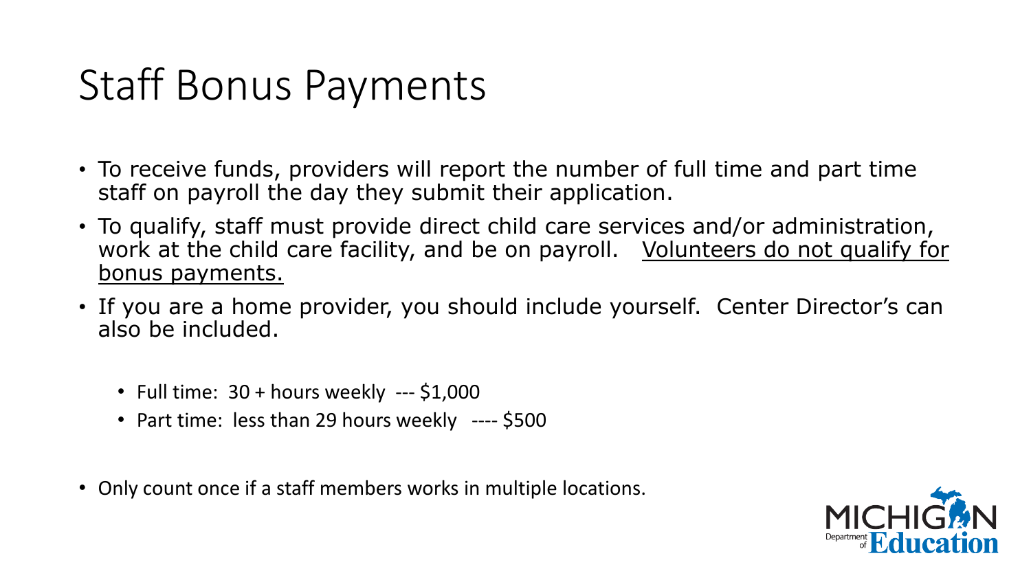# Staff Bonus Payments

- To receive funds, providers will report the number of full time and part time staff on payroll the day they submit their application.
- To qualify, staff must provide direct child care services and/or administration, work at the child care facility, and be on payroll. <u>Volunteers do not qualify for bonus payments.</u>
- If you are a home provider, you should include yourself. Center Director's can also be included.
  - Full time: 30 + hours weekly --- $1,000
  - Part time: less than 29 hours weekly ---- $500
- Only count once if a staff members works in multiple locations.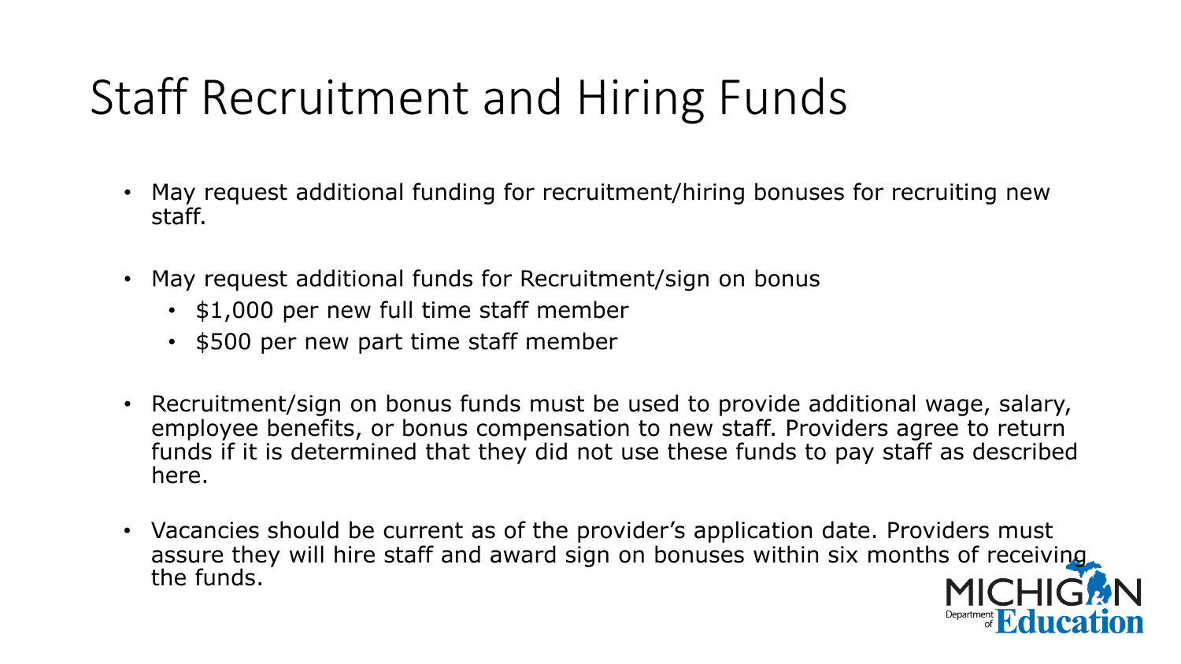# Staff Recruitment and Hiring Funds

- May request additional funding for recruitment/hiring bonuses for recruiting new staff.
- May request additional funds for Recruitment/sign on bonus
  - $1,000 per new full time staff member
  - $500 per new part time staff member
- Recruitment/sign on bonus funds must be used to provide additional wage, salary, employee benefits, or bonus compensation to new staff. Providers agree to return funds if it is determined that they did not use these funds to pay staff as described here.
- Vacancies should be current as of the provider's application date. Providers must assure they will hire staff and award sign on bonuses within six months of receiving the funds.

MICHIGAN Department of Education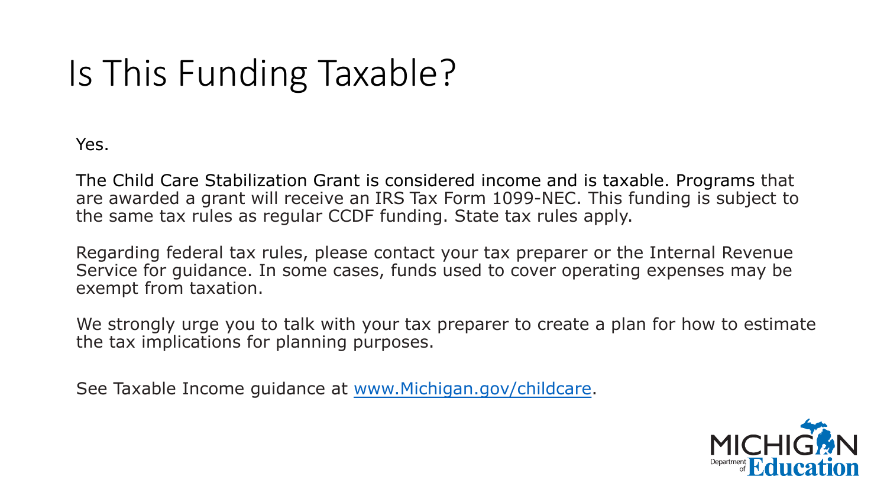# Is This Funding Taxable?

Yes.

The Child Care Stabilization Grant is considered income and is taxable. Programs that are awarded a grant will receive an IRS Tax Form 1099-NEC. This funding is subject to the same tax rules as regular CCDF funding. State tax rules apply.

Regarding federal tax rules, please contact your tax preparer or the Internal Revenue Service for guidance. In some cases, funds used to cover operating expenses may be exempt from taxation.

We strongly urge you to talk with your tax preparer to create a plan for how to estimate the tax implications for planning purposes.

See Taxable Income guidance at [www.Michigan.gov/childcare](www.Michigan.gov/childcare).

MICHIGAN Department of Education